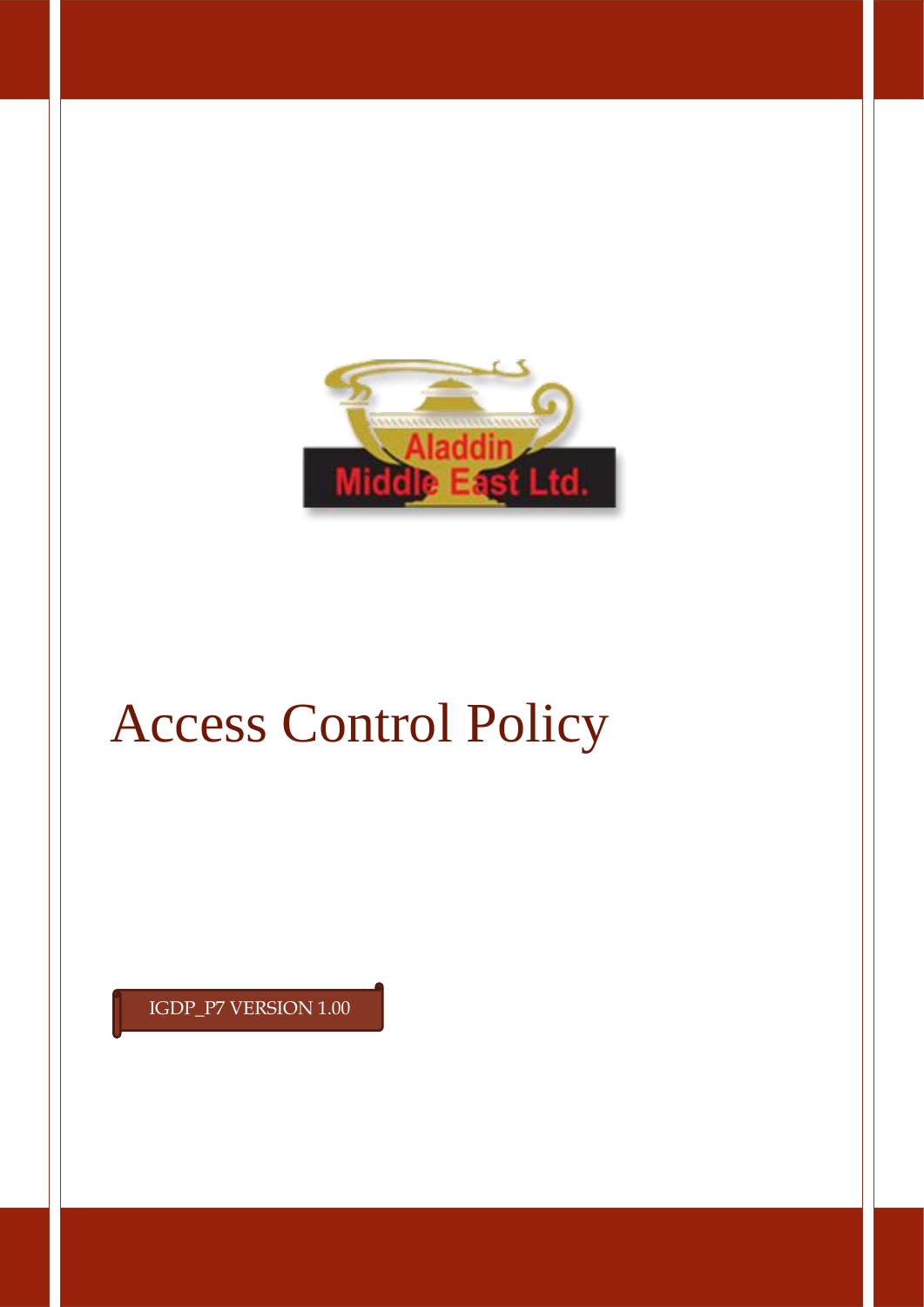Aladdin Middle East Ltd.

# Access Control Policy

IGDP_P7 VERSION 1.00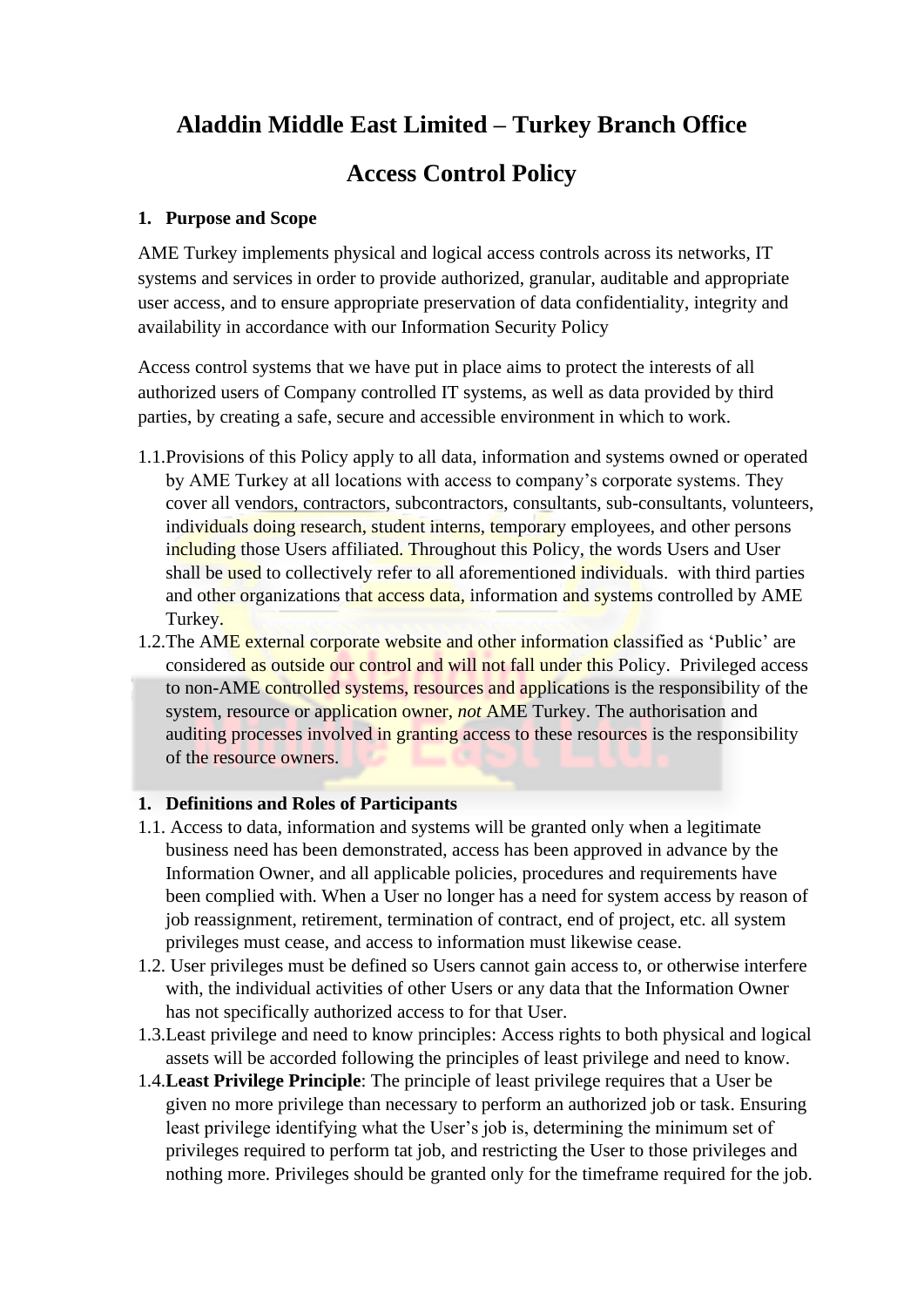# Aladdin Middle East Limited – Turkey Branch Office

# Access Control Policy

## 1. Purpose and Scope

AME Turkey implements physical and logical access controls across its networks, IT systems and services in order to provide authorized, granular, auditable and appropriate user access, and to ensure appropriate preservation of data confidentiality, integrity and availability in accordance with our Information Security Policy

Access control systems that we have put in place aims to protect the interests of all authorized users of Company controlled IT systems, as well as data provided by third parties, by creating a safe, secure and accessible environment in which to work.

1.1. Provisions of this Policy apply to all data, information and systems owned or operated by AME Turkey at all locations with access to company's corporate systems. They cover all vendors, contractors, subcontractors, consultants, sub-consultants, volunteers, individuals doing research, student interns, temporary employees, and other persons including those Users affiliated. Throughout this Policy, the words Users and User shall be used to collectively refer to all aforementioned individuals. with third parties and other organizations that access data, information and systems controlled by AME Turkey.

1.2. The AME external corporate website and other information classified as 'Public' are considered as outside our control and will not fall under this Policy. Privileged access to non-AME controlled systems, resources and applications is the responsibility of the system, resource or application owner, *not* AME Turkey. The authorisation and auditing processes involved in granting access to these resources is the responsibility of the resource owners.

## 1. Definitions and Roles of Participants

1.1. Access to data, information and systems will be granted only when a legitimate business need has been demonstrated, access has been approved in advance by the Information Owner, and all applicable policies, procedures and requirements have been complied with. When a User no longer has a need for system access by reason of job reassignment, retirement, termination of contract, end of project, etc. all system privileges must cease, and access to information must likewise cease.

1.2. User privileges must be defined so Users cannot gain access to, or otherwise interfere with, the individual activities of other Users or any data that the Information Owner has not specifically authorized access to for that User.

1.3. Least privilege and need to know principles: Access rights to both physical and logical assets will be accorded following the principles of least privilege and need to know.

1.4. **Least Privilege Principle**: The principle of least privilege requires that a User be given no more privilege than necessary to perform an authorized job or task. Ensuring least privilege identifying what the User's job is, determining the minimum set of privileges required to perform tat job, and restricting the User to those privileges and nothing more. Privileges should be granted only for the timeframe required for the job.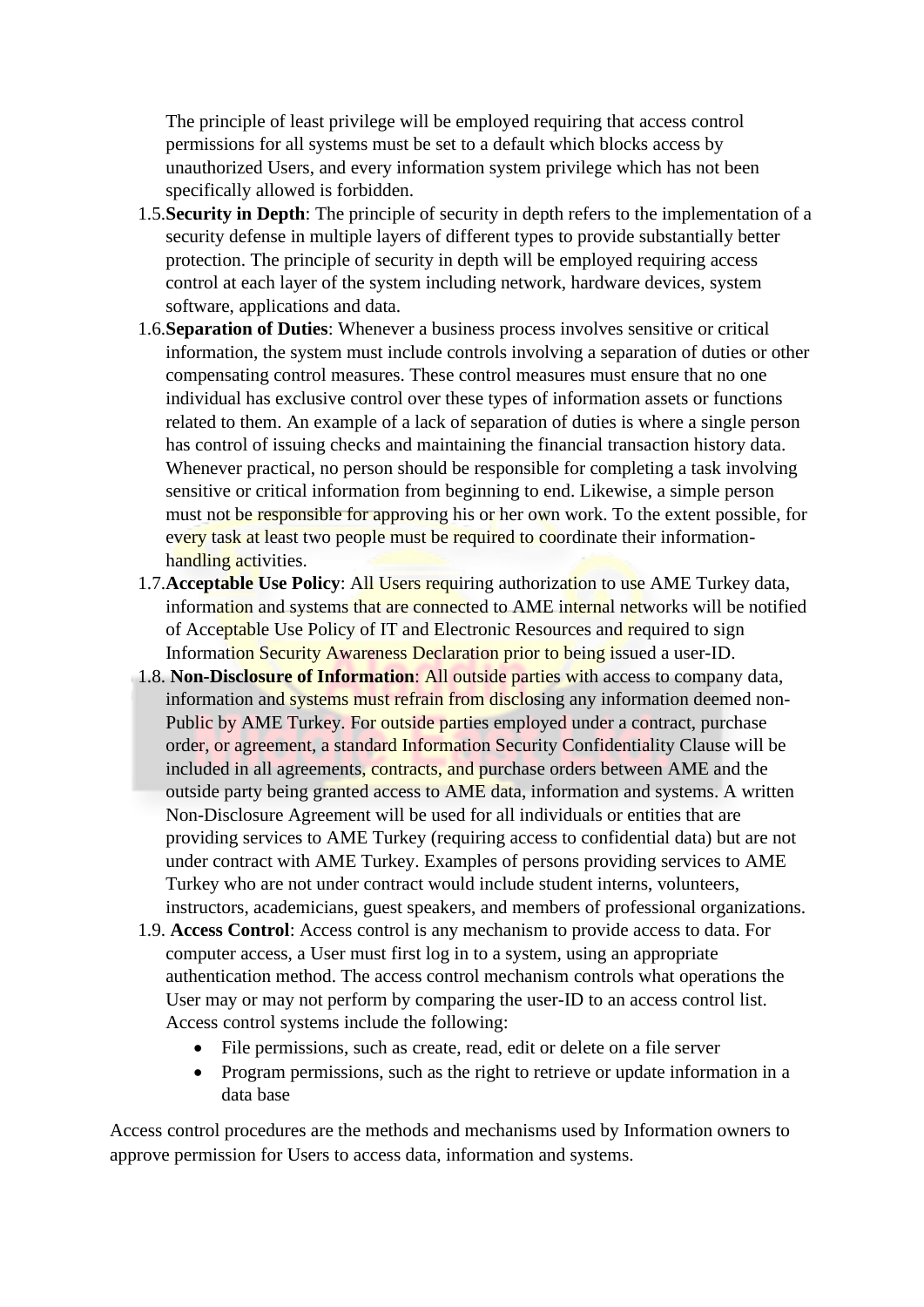The principle of least privilege will be employed requiring that access control permissions for all systems must be set to a default which blocks access by unauthorized Users, and every information system privilege which has not been specifically allowed is forbidden.

1.5. **Security in Depth**: The principle of security in depth refers to the implementation of a security defense in multiple layers of different types to provide substantially better protection. The principle of security in depth will be employed requiring access control at each layer of the system including network, hardware devices, system software, applications and data.

1.6. **Separation of Duties**: Whenever a business process involves sensitive or critical information, the system must include controls involving a separation of duties or other compensating control measures. These control measures must ensure that no one individual has exclusive control over these types of information assets or functions related to them. An example of a lack of separation of duties is where a single person has control of issuing checks and maintaining the financial transaction history data. Whenever practical, no person should be responsible for completing a task involving sensitive or critical information from beginning to end. Likewise, a simple person must not be responsible for approving his or her own work. To the extent possible, for every task at least two people must be required to coordinate their information-handling activities.

1.7. **Acceptable Use Policy**: All Users requiring authorization to use AME Turkey data, information and systems that are connected to AME internal networks will be notified of Acceptable Use Policy of IT and Electronic Resources and required to sign Information Security Awareness Declaration prior to being issued a user-ID.

1.8. **Non-Disclosure of Information**: All outside parties with access to company data, information and systems must refrain from disclosing any information deemed non-Public by AME Turkey. For outside parties employed under a contract, purchase order, or agreement, a standard Information Security Confidentiality Clause will be included in all agreements, contracts, and purchase orders between AME and the outside party being granted access to AME data, information and systems. A written Non-Disclosure Agreement will be used for all individuals or entities that are providing services to AME Turkey (requiring access to confidential data) but are not under contract with AME Turkey. Examples of persons providing services to AME Turkey who are not under contract would include student interns, volunteers, instructors, academicians, guest speakers, and members of professional organizations.

1.9. **Access Control**: Access control is any mechanism to provide access to data. For computer access, a User must first log in to a system, using an appropriate authentication method. The access control mechanism controls what operations the User may or may not perform by comparing the user-ID to an access control list. Access control systems include the following:

- File permissions, such as create, read, edit or delete on a file server
- Program permissions, such as the right to retrieve or update information in a data base

Access control procedures are the methods and mechanisms used by Information owners to approve permission for Users to access data, information and systems.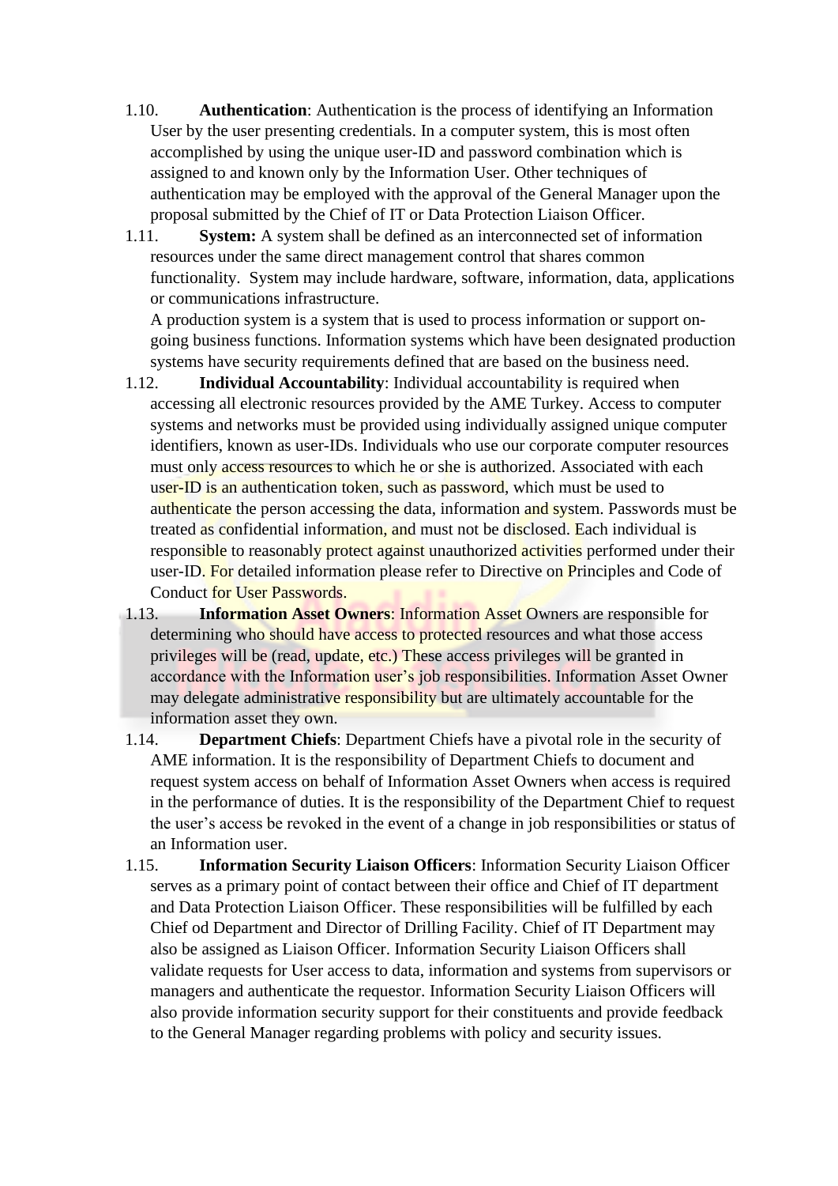1.10. **Authentication**: Authentication is the process of identifying an Information User by the user presenting credentials. In a computer system, this is most often accomplished by using the unique user-ID and password combination which is assigned to and known only by the Information User. Other techniques of authentication may be employed with the approval of the General Manager upon the proposal submitted by the Chief of IT or Data Protection Liaison Officer.

1.11. **System:** A system shall be defined as an interconnected set of information resources under the same direct management control that shares common functionality. System may include hardware, software, information, data, applications or communications infrastructure.
A production system is a system that is used to process information or support on-going business functions. Information systems which have been designated production systems have security requirements defined that are based on the business need.

1.12. **Individual Accountability**: Individual accountability is required when accessing all electronic resources provided by the AME Turkey. Access to computer systems and networks must be provided using individually assigned unique computer identifiers, known as user-IDs. Individuals who use our corporate computer resources must only access resources to which he or she is authorized. Associated with each user-ID is an authentication token, such as password, which must be used to authenticate the person accessing the data, information and system. Passwords must be treated as confidential information, and must not be disclosed. Each individual is responsible to reasonably protect against unauthorized activities performed under their user-ID. For detailed information please refer to Directive on Principles and Code of Conduct for User Passwords.

1.13. **Information Asset Owners**: Information Asset Owners are responsible for determining who should have access to protected resources and what those access privileges will be (read, update, etc.) These access privileges will be granted in accordance with the Information user's job responsibilities. Information Asset Owner may delegate administrative responsibility but are ultimately accountable for the information asset they own.

1.14. **Department Chiefs**: Department Chiefs have a pivotal role in the security of AME information. It is the responsibility of Department Chiefs to document and request system access on behalf of Information Asset Owners when access is required in the performance of duties. It is the responsibility of the Department Chief to request the user's access be revoked in the event of a change in job responsibilities or status of an Information user.

1.15. **Information Security Liaison Officers**: Information Security Liaison Officer serves as a primary point of contact between their office and Chief of IT department and Data Protection Liaison Officer. These responsibilities will be fulfilled by each Chief od Department and Director of Drilling Facility. Chief of IT Department may also be assigned as Liaison Officer. Information Security Liaison Officers shall validate requests for User access to data, information and systems from supervisors or managers and authenticate the requestor. Information Security Liaison Officers will also provide information security support for their constituents and provide feedback to the General Manager regarding problems with policy and security issues.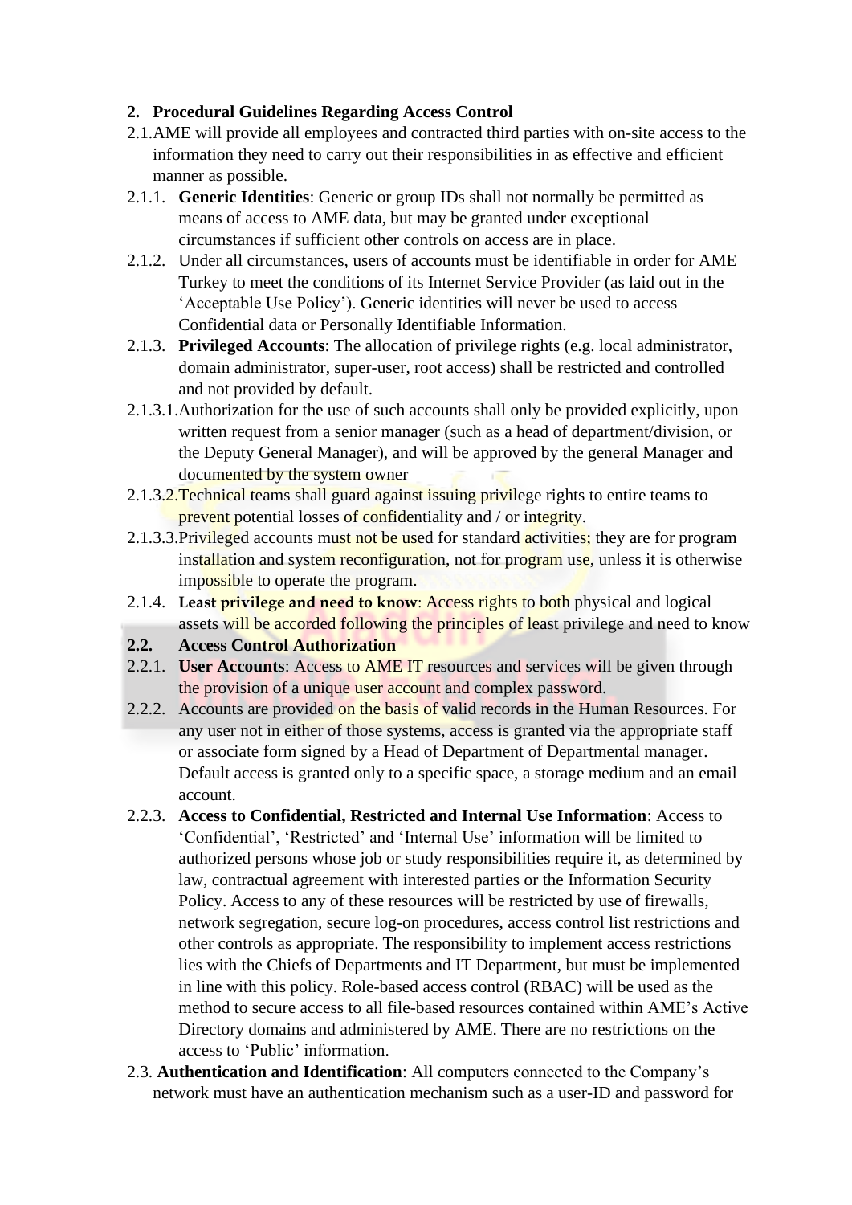**2. Procedural Guidelines Regarding Access Control**

2.1. AME will provide all employees and contracted third parties with on-site access to the information they need to carry out their responsibilities in as effective and efficient manner as possible.

2.1.1. **Generic Identities**: Generic or group IDs shall not normally be permitted as means of access to AME data, but may be granted under exceptional circumstances if sufficient other controls on access are in place.

2.1.2. Under all circumstances, users of accounts must be identifiable in order for AME Turkey to meet the conditions of its Internet Service Provider (as laid out in the 'Acceptable Use Policy'). Generic identities will never be used to access Confidential data or Personally Identifiable Information.

2.1.3. **Privileged Accounts**: The allocation of privilege rights (e.g. local administrator, domain administrator, super-user, root access) shall be restricted and controlled and not provided by default.

2.1.3.1. Authorization for the use of such accounts shall only be provided explicitly, upon written request from a senior manager (such as a head of department/division, or the Deputy General Manager), and will be approved by the general Manager and documented by the system owner

2.1.3.2. Technical teams shall guard against issuing privilege rights to entire teams to prevent potential losses of confidentiality and / or integrity.

2.1.3.3. Privileged accounts must not be used for standard activities; they are for program installation and system reconfiguration, not for program use, unless it is otherwise impossible to operate the program.

2.1.4. **Least privilege and need to know**: Access rights to both physical and logical assets will be accorded following the principles of least privilege and need to know

**2.2. Access Control Authorization**

2.2.1. **User Accounts**: Access to AME IT resources and services will be given through the provision of a unique user account and complex password.

2.2.2. Accounts are provided on the basis of valid records in the Human Resources. For any user not in either of those systems, access is granted via the appropriate staff or associate form signed by a Head of Department of Departmental manager. Default access is granted only to a specific space, a storage medium and an email account.

2.2.3. **Access to Confidential, Restricted and Internal Use Information**: Access to 'Confidential', 'Restricted' and 'Internal Use' information will be limited to authorized persons whose job or study responsibilities require it, as determined by law, contractual agreement with interested parties or the Information Security Policy. Access to any of these resources will be restricted by use of firewalls, network segregation, secure log-on procedures, access control list restrictions and other controls as appropriate. The responsibility to implement access restrictions lies with the Chiefs of Departments and IT Department, but must be implemented in line with this policy. Role-based access control (RBAC) will be used as the method to secure access to all file-based resources contained within AME's Active Directory domains and administered by AME. There are no restrictions on the access to 'Public' information.

2.3. **Authentication and Identification**: All computers connected to the Company's network must have an authentication mechanism such as a user-ID and password for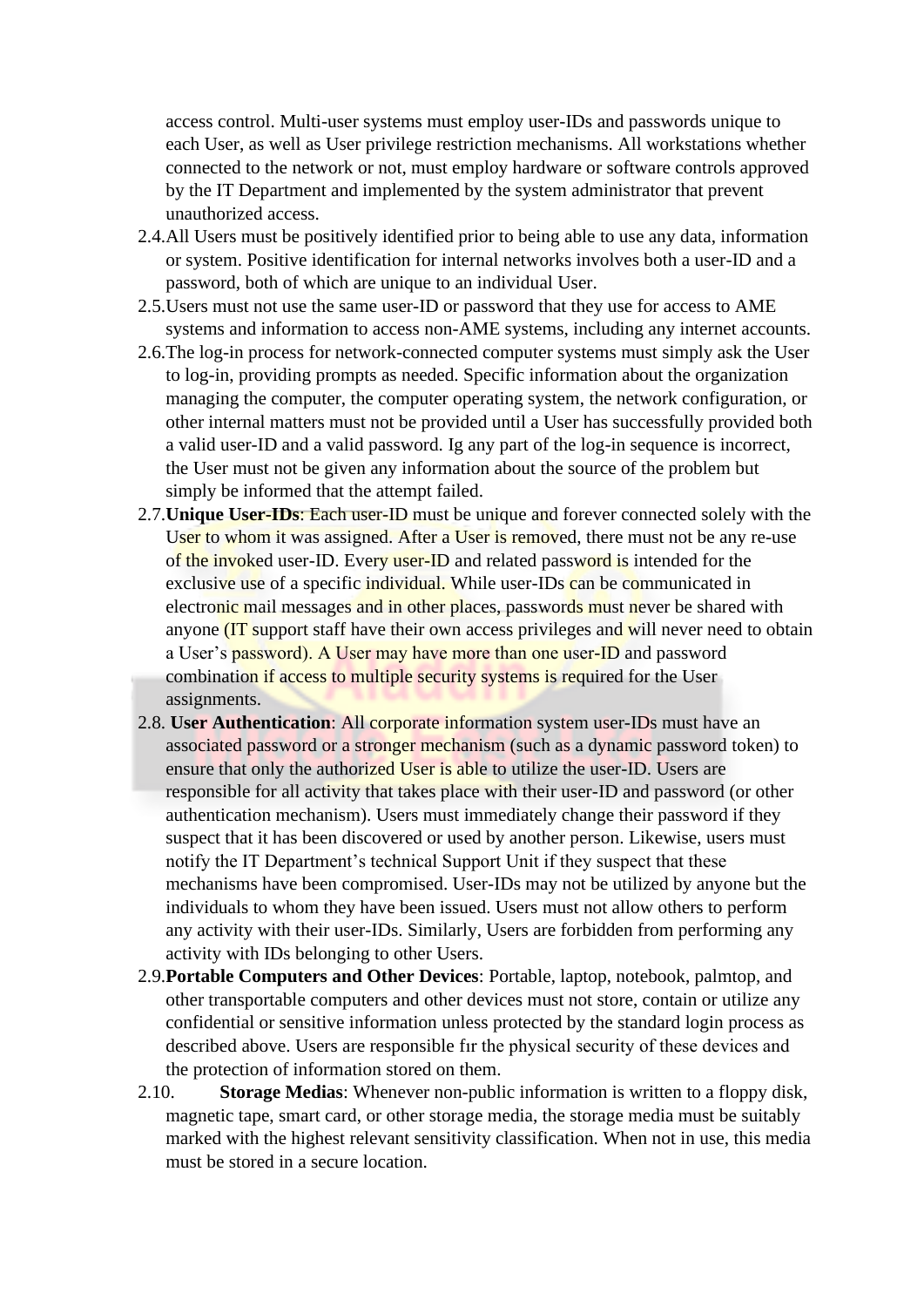access control. Multi-user systems must employ user-IDs and passwords unique to each User, as well as User privilege restriction mechanisms. All workstations whether connected to the network or not, must employ hardware or software controls approved by the IT Department and implemented by the system administrator that prevent unauthorized access.

2.4. All Users must be positively identified prior to being able to use any data, information or system. Positive identification for internal networks involves both a user-ID and a password, both of which are unique to an individual User.

2.5. Users must not use the same user-ID or password that they use for access to AME systems and information to access non-AME systems, including any internet accounts.

2.6. The log-in process for network-connected computer systems must simply ask the User to log-in, providing prompts as needed. Specific information about the organization managing the computer, the computer operating system, the network configuration, or other internal matters must not be provided until a User has successfully provided both a valid user-ID and a valid password. Ig any part of the log-in sequence is incorrect, the User must not be given any information about the source of the problem but simply be informed that the attempt failed.

2.7. **Unique User-IDs**: Each user-ID must be unique and forever connected solely with the User to whom it was assigned. After a User is removed, there must not be any re-use of the invoked user-ID. Every user-ID and related password is intended for the exclusive use of a specific individual. While user-IDs can be communicated in electronic mail messages and in other places, passwords must never be shared with anyone (IT support staff have their own access privileges and will never need to obtain a User's password). A User may have more than one user-ID and password combination if access to multiple security systems is required for the User assignments.

2.8. **User Authentication**: All corporate information system user-IDs must have an associated password or a stronger mechanism (such as a dynamic password token) to ensure that only the authorized User is able to utilize the user-ID. Users are responsible for all activity that takes place with their user-ID and password (or other authentication mechanism). Users must immediately change their password if they suspect that it has been discovered or used by another person. Likewise, users must notify the IT Department's technical Support Unit if they suspect that these mechanisms have been compromised. User-IDs may not be utilized by anyone but the individuals to whom they have been issued. Users must not allow others to perform any activity with their user-IDs. Similarly, Users are forbidden from performing any activity with IDs belonging to other Users.

2.9. **Portable Computers and Other Devices**: Portable, laptop, notebook, palmtop, and other transportable computers and other devices must not store, contain or utilize any confidential or sensitive information unless protected by the standard login process as described above. Users are responsible fır the physical security of these devices and the protection of information stored on them.

2.10. **Storage Medias**: Whenever non-public information is written to a floppy disk, magnetic tape, smart card, or other storage media, the storage media must be suitably marked with the highest relevant sensitivity classification. When not in use, this media must be stored in a secure location.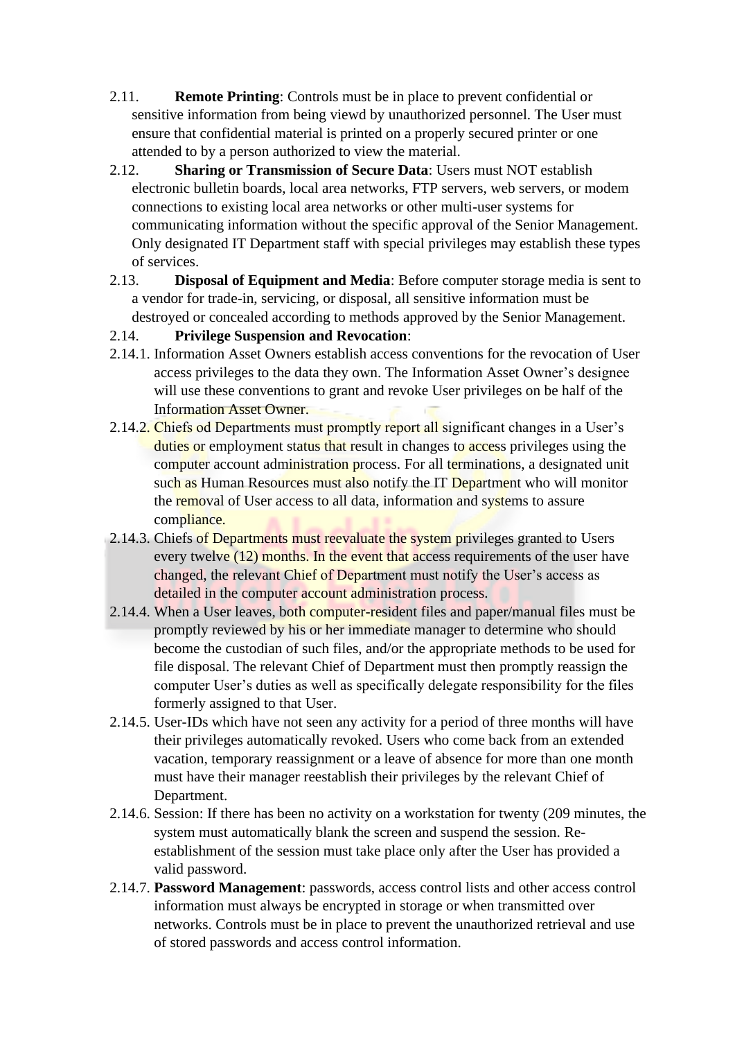2.11. **Remote Printing**: Controls must be in place to prevent confidential or sensitive information from being viewd by unauthorized personnel. The User must ensure that confidential material is printed on a properly secured printer or one attended to by a person authorized to view the material.

2.12. **Sharing or Transmission of Secure Data**: Users must NOT establish electronic bulletin boards, local area networks, FTP servers, web servers, or modem connections to existing local area networks or other multi-user systems for communicating information without the specific approval of the Senior Management. Only designated IT Department staff with special privileges may establish these types of services.

2.13. **Disposal of Equipment and Media**: Before computer storage media is sent to a vendor for trade-in, servicing, or disposal, all sensitive information must be destroyed or concealed according to methods approved by the Senior Management.

2.14. **Privilege Suspension and Revocation**:

2.14.1. Information Asset Owners establish access conventions for the revocation of User access privileges to the data they own. The Information Asset Owner's designee will use these conventions to grant and revoke User privileges on be half of the Information Asset Owner.

2.14.2. Chiefs od Departments must promptly report all significant changes in a User's duties or employment status that result in changes to access privileges using the computer account administration process. For all terminations, a designated unit such as Human Resources must also notify the IT Department who will monitor the removal of User access to all data, information and systems to assure compliance.

2.14.3. Chiefs of Departments must reevaluate the system privileges granted to Users every twelve (12) months. In the event that access requirements of the user have changed, the relevant Chief of Department must notify the User's access as detailed in the computer account administration process.

2.14.4. When a User leaves, both computer-resident files and paper/manual files must be promptly reviewed by his or her immediate manager to determine who should become the custodian of such files, and/or the appropriate methods to be used for file disposal. The relevant Chief of Department must then promptly reassign the computer User's duties as well as specifically delegate responsibility for the files formerly assigned to that User.

2.14.5. User-IDs which have not seen any activity for a period of three months will have their privileges automatically revoked. Users who come back from an extended vacation, temporary reassignment or a leave of absence for more than one month must have their manager reestablish their privileges by the relevant Chief of Department.

2.14.6. Session: If there has been no activity on a workstation for twenty (209 minutes, the system must automatically blank the screen and suspend the session. Re-establishment of the session must take place only after the User has provided a valid password.

2.14.7. **Password Management**: passwords, access control lists and other access control information must always be encrypted in storage or when transmitted over networks. Controls must be in place to prevent the unauthorized retrieval and use of stored passwords and access control information.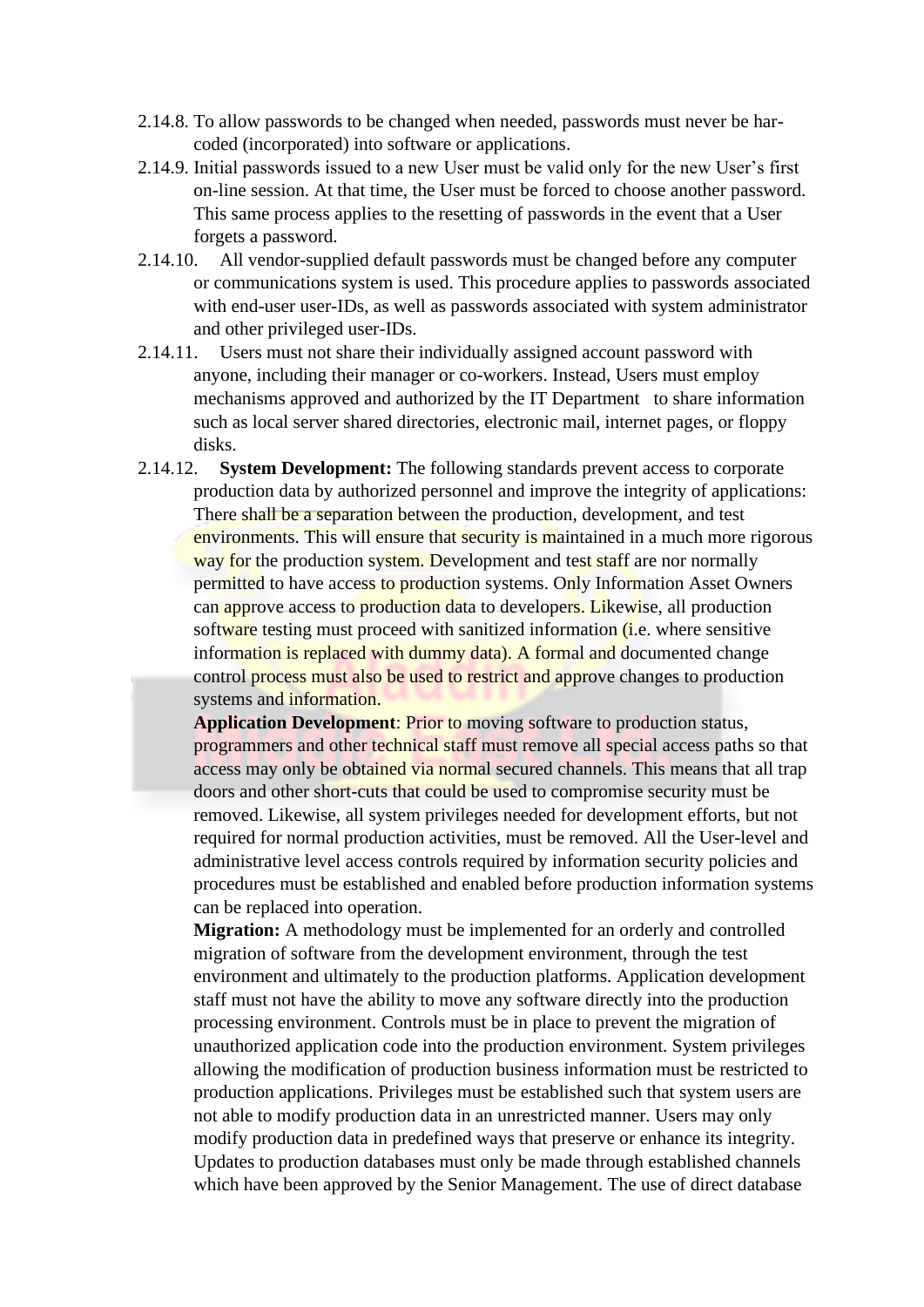2.14.8. To allow passwords to be changed when needed, passwords must never be har-coded (incorporated) into software or applications.

2.14.9. Initial passwords issued to a new User must be valid only for the new User's first on-line session. At that time, the User must be forced to choose another password. This same process applies to the resetting of passwords in the event that a User forgets a password.

2.14.10. All vendor-supplied default passwords must be changed before any computer or communications system is used. This procedure applies to passwords associated with end-user user-IDs, as well as passwords associated with system administrator and other privileged user-IDs.

2.14.11. Users must not share their individually assigned account password with anyone, including their manager or co-workers. Instead, Users must employ mechanisms approved and authorized by the IT Department to share information such as local server shared directories, electronic mail, internet pages, or floppy disks.

2.14.12. **System Development:** The following standards prevent access to corporate production data by authorized personnel and improve the integrity of applications: There shall be a separation between the production, development, and test environments. This will ensure that security is maintained in a much more rigorous way for the production system. Development and test staff are nor normally permitted to have access to production systems. Only Information Asset Owners can approve access to production data to developers. Likewise, all production software testing must proceed with sanitized information (i.e. where sensitive information is replaced with dummy data). A formal and documented change control process must also be used to restrict and approve changes to production systems and information.

**Application Development**: Prior to moving software to production status, programmers and other technical staff must remove all special access paths so that access may only be obtained via normal secured channels. This means that all trap doors and other short-cuts that could be used to compromise security must be removed. Likewise, all system privileges needed for development efforts, but not required for normal production activities, must be removed. All the User-level and administrative level access controls required by information security policies and procedures must be established and enabled before production information systems can be replaced into operation.

**Migration:** A methodology must be implemented for an orderly and controlled migration of software from the development environment, through the test environment and ultimately to the production platforms. Application development staff must not have the ability to move any software directly into the production processing environment. Controls must be in place to prevent the migration of unauthorized application code into the production environment. System privileges allowing the modification of production business information must be restricted to production applications. Privileges must be established such that system users are not able to modify production data in an unrestricted manner. Users may only modify production data in predefined ways that preserve or enhance its integrity. Updates to production databases must only be made through established channels which have been approved by the Senior Management. The use of direct database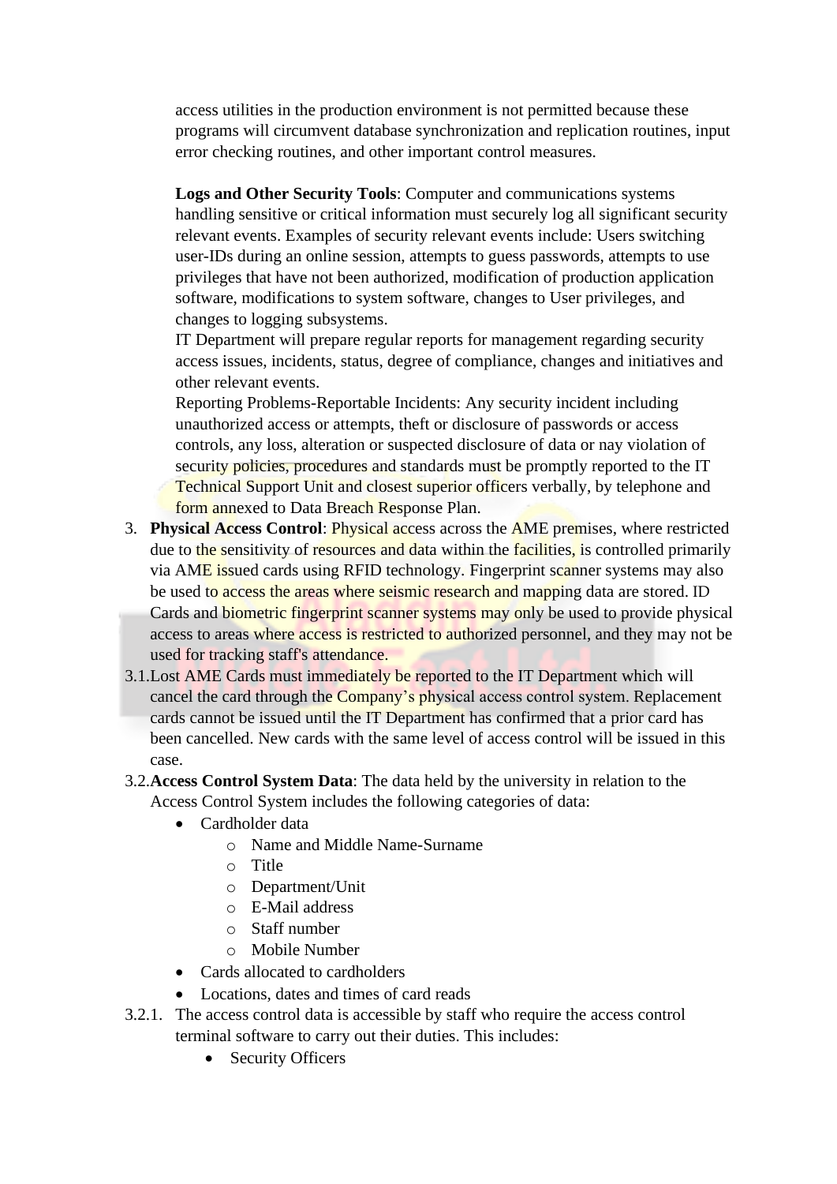access utilities in the production environment is not permitted because these programs will circumvent database synchronization and replication routines, input error checking routines, and other important control measures.

**Logs and Other Security Tools**: Computer and communications systems handling sensitive or critical information must securely log all significant security relevant events. Examples of security relevant events include: Users switching user-IDs during an online session, attempts to guess passwords, attempts to use privileges that have not been authorized, modification of production application software, modifications to system software, changes to User privileges, and changes to logging subsystems.
IT Department will prepare regular reports for management regarding security access issues, incidents, status, degree of compliance, changes and initiatives and other relevant events.
Reporting Problems-Reportable Incidents: Any security incident including unauthorized access or attempts, theft or disclosure of passwords or access controls, any loss, alteration or suspected disclosure of data or nay violation of security policies, procedures and standards must be promptly reported to the IT Technical Support Unit and closest superior officers verbally, by telephone and form annexed to Data Breach Response Plan.

3. **Physical Access Control**: Physical access across the AME premises, where restricted due to the sensitivity of resources and data within the facilities, is controlled primarily via AME issued cards using RFID technology. Fingerprint scanner systems may also be used to access the areas where seismic research and mapping data are stored. ID Cards and biometric fingerprint scanner systems may only be used to provide physical access to areas where access is restricted to authorized personnel, and they may not be used for tracking staff's attendance.

3.1. Lost AME Cards must immediately be reported to the IT Department which will cancel the card through the Company's physical access control system. Replacement cards cannot be issued until the IT Department has confirmed that a prior card has been cancelled. New cards with the same level of access control will be issued in this case.

3.2. **Access Control System Data**: The data held by the university in relation to the Access Control System includes the following categories of data:

- Cardholder data
  - Name and Middle Name-Surname
  - Title
  - Department/Unit
  - E-Mail address
  - Staff number
  - Mobile Number
- Cards allocated to cardholders
- Locations, dates and times of card reads

3.2.1. The access control data is accessible by staff who require the access control terminal software to carry out their duties. This includes:

- Security Officers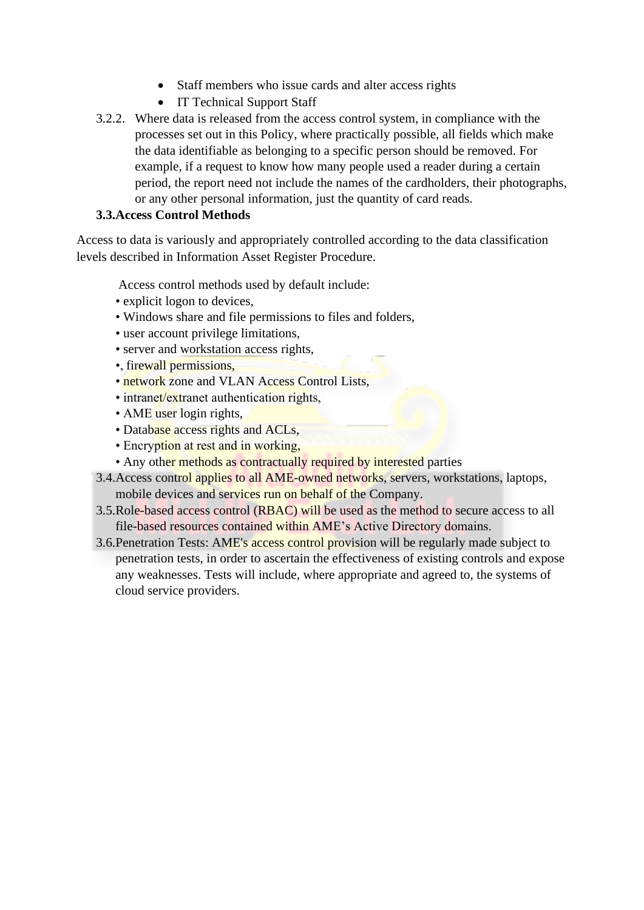- Staff members who issue cards and alter access rights
- IT Technical Support Staff

3.2.2. Where data is released from the access control system, in compliance with the processes set out in this Policy, where practically possible, all fields which make the data identifiable as belonging to a specific person should be removed. For example, if a request to know how many people used a reader during a certain period, the report need not include the names of the cardholders, their photographs, or any other personal information, just the quantity of card reads.

**3.3. Access Control Methods**

Access to data is variously and appropriately controlled according to the data classification levels described in Information Asset Register Procedure.

Access control methods used by default include:

- explicit logon to devices,
- Windows share and file permissions to files and folders,
- user account privilege limitations,
- server and workstation access rights,
- , firewall permissions,
- network zone and VLAN Access Control Lists,
- intranet/extranet authentication rights,
- AME user login rights,
- Database access rights and ACLs,
- Encryption at rest and in working,
- Any other methods as contractually required by interested parties

3.4. Access control applies to all AME-owned networks, servers, workstations, laptops, mobile devices and services run on behalf of the Company.

3.5. Role-based access control (RBAC) will be used as the method to secure access to all file-based resources contained within AME's Active Directory domains.

3.6. Penetration Tests: AME's access control provision will be regularly made subject to penetration tests, in order to ascertain the effectiveness of existing controls and expose any weaknesses. Tests will include, where appropriate and agreed to, the systems of cloud service providers.